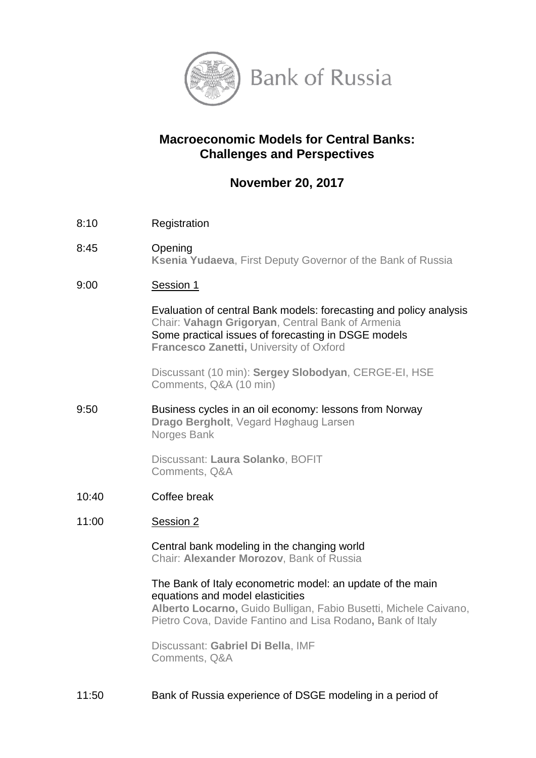Bank of Russia

# Macroeconomic Models for Central Banks: Challenges and Perspectives

## November 20, 2017

8:10 Registration

8:45 Opening
**Ksenia Yudaeva**, First Deputy Governor of the Bank of Russia

9:00 Session 1

Evaluation of central Bank models: forecasting and policy analysis
Chair: **Vahagn Grigoryan**, Central Bank of Armenia
Some practical issues of forecasting in DSGE models
**Francesco Zanetti,** University of Oxford

Discussant (10 min): **Sergey Slobodyan**, CERGE-EI, HSE
Comments, Q&A (10 min)

9:50 Business cycles in an oil economy: lessons from Norway
**Drago Bergholt**, Vegard Høghaug Larsen
Norges Bank

Discussant: **Laura Solanko**, BOFIT
Comments, Q&A

10:40 Coffee break

11:00 Session 2

Central bank modeling in the changing world
Chair: **Alexander Morozov**, Bank of Russia

The Bank of Italy econometric model: an update of the main equations and model elasticities
**Alberto Locarno,** Guido Bulligan, Fabio Busetti, Michele Caivano, Pietro Cova, Davide Fantino and Lisa Rodano**,** Bank of Italy

Discussant: **Gabriel Di Bella**, IMF
Comments, Q&A

11:50 Bank of Russia experience of DSGE modeling in a period of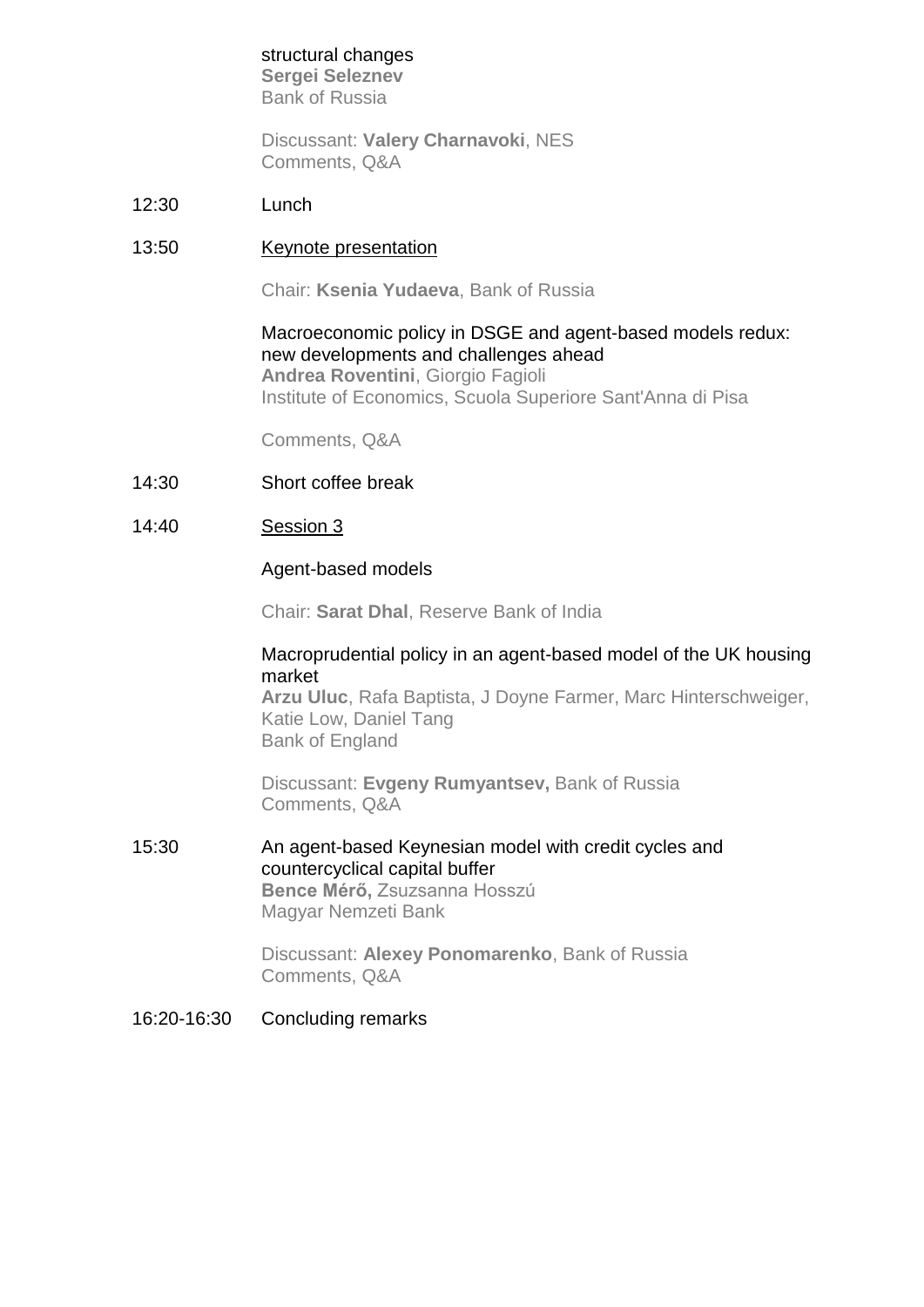structural changes
**Sergei Seleznev**
Bank of Russia

Discussant: **Valery Charnavoki**, NES
Comments, Q&A

12:30 Lunch

13:50 Keynote presentation

Chair: **Ksenia Yudaeva**, Bank of Russia

Macroeconomic policy in DSGE and agent-based models redux: new developments and challenges ahead
**Andrea Roventini**, Giorgio Fagioli
Institute of Economics, Scuola Superiore Sant'Anna di Pisa

Comments, Q&A

14:30 Short coffee break

14:40 Session 3

Agent-based models

Chair: **Sarat Dhal**, Reserve Bank of India

Macroprudential policy in an agent-based model of the UK housing market
**Arzu Uluc**, Rafa Baptista, J Doyne Farmer, Marc Hinterschweiger, Katie Low, Daniel Tang
Bank of England

Discussant: **Evgeny Rumyantsev,** Bank of Russia
Comments, Q&A

15:30 An agent-based Keynesian model with credit cycles and countercyclical capital buffer
**Bence Mérő,** Zsuzsanna Hosszú
Magyar Nemzeti Bank

Discussant: **Alexey Ponomarenko**, Bank of Russia
Comments, Q&A

16:20-16:30 Concluding remarks